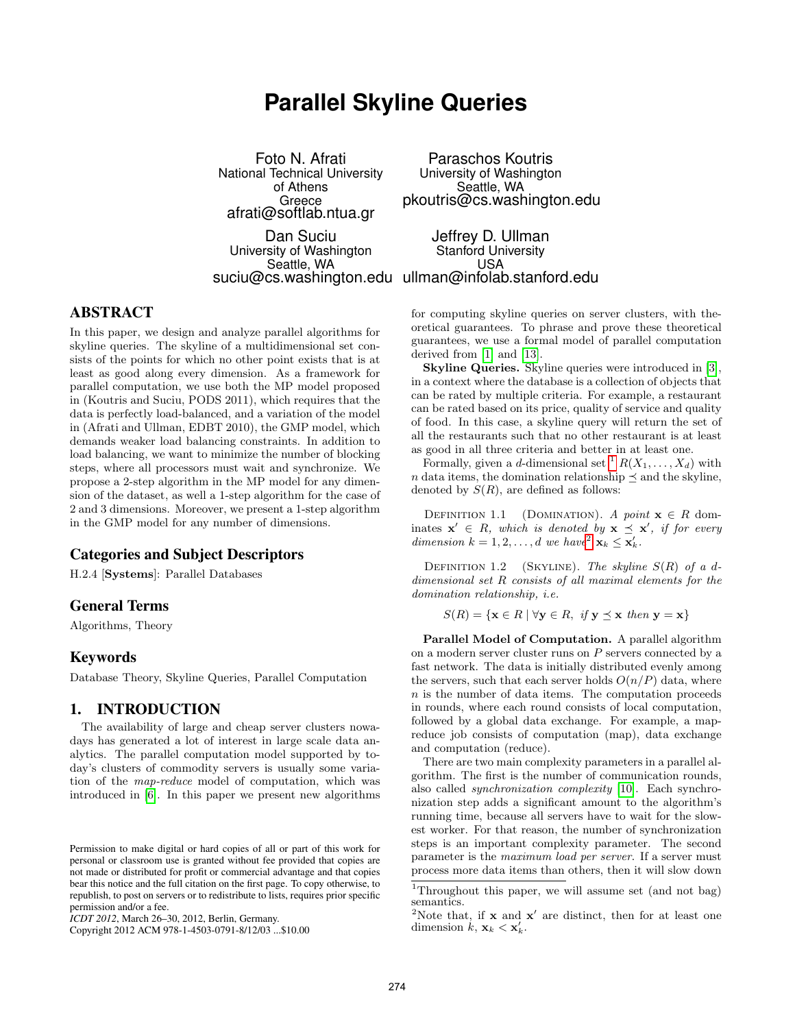# Parallel Skyline Queries

Foto N. Afrati
National Technical University of Athens
Greece
afrati@softlab.ntua.gr

Paraschos Koutris
University of Washington
Seattle, WA
pkoutris@cs.washington.edu

Dan Suciu
University of Washington
Seattle, WA
suciu@cs.washington.edu

Jeffrey D. Ullman
Stanford University
USA
ullman@infolab.stanford.edu

## ABSTRACT

In this paper, we design and analyze parallel algorithms for skyline queries. The skyline of a multidimensional set consists of the points for which no other point exists that is at least as good along every dimension. As a framework for parallel computation, we use both the MP model proposed in (Koutris and Suciu, PODS 2011), which requires that the data is perfectly load-balanced, and a variation of the model in (Afrati and Ullman, EDBT 2010), the GMP model, which demands weaker load balancing constraints. In addition to load balancing, we want to minimize the number of blocking steps, where all processors must wait and synchronize. We propose a 2-step algorithm in the MP model for any dimension of the dataset, as well a 1-step algorithm for the case of 2 and 3 dimensions. Moreover, we present a 1-step algorithm in the GMP model for any number of dimensions.

### Categories and Subject Descriptors

H.2.4 [**Systems**]: Parallel Databases

### General Terms

Algorithms, Theory

### Keywords

Database Theory, Skyline Queries, Parallel Computation

## 1. INTRODUCTION

The availability of large and cheap server clusters nowadays has generated a lot of interest in large scale data analytics. The parallel computation model supported by today's clusters of commodity servers is usually some variation of the *map-reduce* model of computation, which was introduced in [6]. In this paper we present new algorithms for computing skyline queries on server clusters, with theoretical guarantees. To phrase and prove these theoretical guarantees, we use a formal model of parallel computation derived from [1] and [13].

Permission to make digital or hard copies of all or part of this work for personal or classroom use is granted without fee provided that copies are not made or distributed for profit or commercial advantage and that copies bear this notice and the full citation on the first page. To copy otherwise, to republish, to post on servers or to redistribute to lists, requires prior specific permission and/or a fee.
*ICDT 2012*, March 26–30, 2012, Berlin, Germany.
Copyright 2012 ACM 978-1-4503-0791-8/12/03 ...$10.00

**Skyline Queries.** Skyline queries were introduced in [3], in a context where the database is a collection of objects that can be rated by multiple criteria. For example, a restaurant can be rated based on its price, quality of service and quality of food. In this case, a skyline query will return the set of all the restaurants such that no other restaurant is at least as good in all three criteria and better in at least one.

Formally, given a $d$-dimensional set [1] $R(X_1, \ldots, X_d)$ with $n$ data items, the domination relationship $\preceq$ and the skyline, denoted by $S(R)$, are defined as follows:

DEFINITION 1.1 (DOMINATION). *A point $\mathbf{x} \in R$ dominates $\mathbf{x}' \in R$, which is denoted by $\mathbf{x} \preceq \mathbf{x}'$, if for every dimension $k = 1, 2, \ldots, d$ we have*[2] $\mathbf{x}_k \leq \mathbf{x}'_k$.

DEFINITION 1.2 (SKYLINE). *The skyline $S(R)$ of a $d$-dimensional set $R$ consists of all maximal elements for the domination relationship, i.e.*

$$S(R) = \{\mathbf{x} \in R \mid \forall \mathbf{y} \in R,\ \text{if } \mathbf{y} \preceq \mathbf{x} \text{ then } \mathbf{y} = \mathbf{x}\}$$

**Parallel Model of Computation.** A parallel algorithm on a modern server cluster runs on $P$ servers connected by a fast network. The data is initially distributed evenly among the servers, such that each server holds $O(n/P)$ data, where $n$ is the number of data items. The computation proceeds in rounds, where each round consists of local computation, followed by a global data exchange. For example, a map-reduce job consists of computation (map), data exchange and computation (reduce).

There are two main complexity parameters in a parallel algorithm. The first is the number of communication rounds, also called *synchronization complexity* [10]. Each synchronization step adds a significant amount to the algorithm's running time, because all servers have to wait for the slowest worker. For that reason, the number of synchronization steps is an important complexity parameter. The second parameter is the *maximum load per server*. If a server must process more data items than others, then it will slow down

[1] Throughout this paper, we will assume set (and not bag) semantics.

[2] Note that, if $\mathbf{x}$ and $\mathbf{x}'$ are distinct, then for at least one dimension $k$, $\mathbf{x}_k < \mathbf{x}'_k$.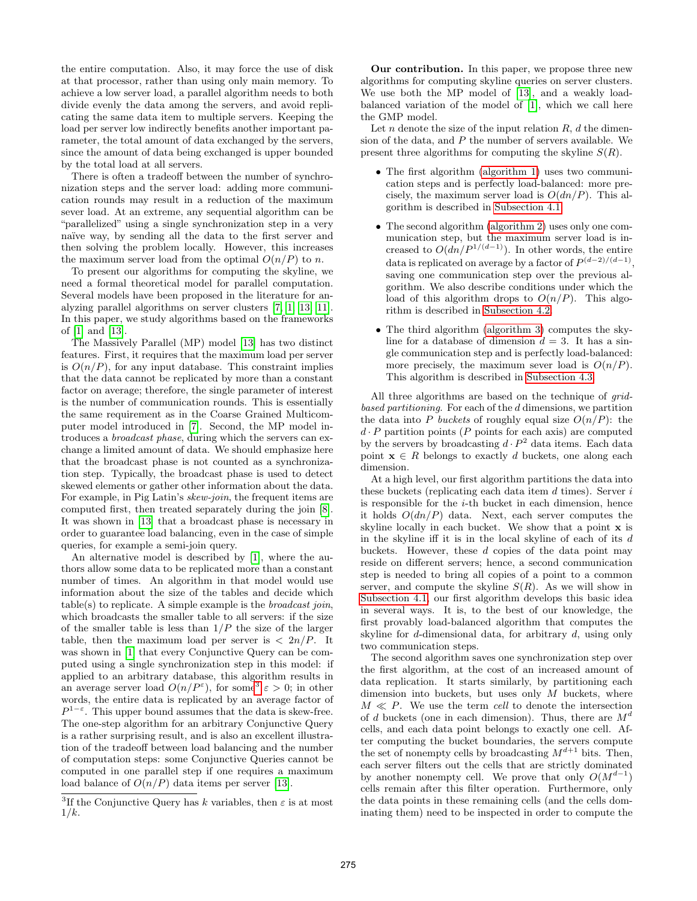the entire computation. Also, it may force the use of disk at that processor, rather than using only main memory. To achieve a low server load, a parallel algorithm needs to both divide evenly the data among the servers, and avoid replicating the same data item to multiple servers. Keeping the load per server low indirectly benefits another important parameter, the total amount of data exchanged by the servers, since the amount of data being exchanged is upper bounded by the total load at all servers.

There is often a tradeoff between the number of synchronization steps and the server load: adding more communication rounds may result in a reduction of the maximum sever load. At an extreme, any sequential algorithm can be "parallelized" using a single synchronization step in a very naïve way, by sending all the data to the first server and then solving the problem locally. However, this increases the maximum server load from the optimal $O(n/P)$ to $n$.

To present our algorithms for computing the skyline, we need a formal theoretical model for parallel computation. Several models have been proposed in the literature for analyzing parallel algorithms on server clusters [7, 1, 13, 11]. In this paper, we study algorithms based on the frameworks of [1] and [13].

The Massively Parallel (MP) model [13] has two distinct features. First, it requires that the maximum load per server is $O(n/P)$, for any input database. This constraint implies that the data cannot be replicated by more than a constant factor on average; therefore, the single parameter of interest is the number of communication rounds. This is essentially the same requirement as in the Coarse Grained Multicomputer model introduced in [7]. Second, the MP model introduces a *broadcast phase*, during which the servers can exchange a limited amount of data. We should emphasize here that the broadcast phase is not counted as a synchronization step. Typically, the broadcast phase is used to detect skewed elements or gather other information about the data. For example, in Pig Latin's *skew-join*, the frequent items are computed first, then treated separately during the join [8]. It was shown in [13] that a broadcast phase is necessary in order to guarantee load balancing, even in the case of simple queries, for example a semi-join query.

An alternative model is described by [1], where the authors allow some data to be replicated more than a constant number of times. An algorithm in that model would use information about the size of the tables and decide which table(s) to replicate. A simple example is the *broadcast join*, which broadcasts the smaller table to all servers: if the size of the smaller table is less than $1/P$ the size of the larger table, then the maximum load per server is $< 2n/P$. It was shown in [1] that every Conjunctive Query can be computed using a single synchronization step in this model: if applied to an arbitrary database, this algorithm results in an average server load $O(n/P^{\varepsilon})$, for some[3] $\varepsilon > 0$; in other words, the entire data is replicated by an average factor of $P^{1-\varepsilon}$. This upper bound assumes that the data is skew-free. The one-step algorithm for an arbitrary Conjunctive Query is a rather surprising result, and is also an excellent illustration of the tradeoff between load balancing and the number of computation steps: some Conjunctive Queries cannot be computed in one parallel step if one requires a maximum load balance of $O(n/P)$ data items per server [13].

[3] If the Conjunctive Query has $k$ variables, then $\varepsilon$ is at most $1/k$.

**Our contribution.** In this paper, we propose three new algorithms for computing skyline queries on server clusters. We use both the MP model of [13], and a weakly load-balanced variation of the model of [1], which we call here the GMP model.

Let $n$ denote the size of the input relation $R$, $d$ the dimension of the data, and $P$ the number of servers available. We present three algorithms for computing the skyline $S(R)$.

- The first algorithm (algorithm 1) uses two communication steps and is perfectly load-balanced: more precisely, the maximum server load is $O(dn/P)$. This algorithm is described in Subsection 4.1.
- The second algorithm (algorithm 2) uses only one communication step, but the maximum server load is increased to $O(dn/P^{1/(d-1)})$. In other words, the entire data is replicated on average by a factor of $P^{(d-2)/(d-1)}$, saving one communication step over the previous algorithm. We also describe conditions under which the load of this algorithm drops to $O(n/P)$. This algorithm is described in Subsection 4.2.
- The third algorithm (algorithm 3) computes the skyline for a database of dimension $d = 3$. It has a single communication step and is perfectly load-balanced: more precisely, the maximum sever load is $O(n/P)$. This algorithm is described in Subsection 4.3.

All three algorithms are based on the technique of *grid-based partitioning*. For each of the $d$ dimensions, we partition the data into $P$ *buckets* of roughly equal size $O(n/P)$: the $d \cdot P$ partition points ($P$ points for each axis) are computed by the servers by broadcasting $d \cdot P^2$ data items. Each data point $\mathbf{x} \in R$ belongs to exactly $d$ buckets, one along each dimension.

At a high level, our first algorithm partitions the data into these buckets (replicating each data item $d$ times). Server $i$ is responsible for the $i$-th bucket in each dimension, hence it holds $O(dn/P)$ data. Next, each server computes the skyline locally in each bucket. We show that a point $\mathbf{x}$ is in the skyline iff it is in the local skyline of each of its $d$ buckets. However, these $d$ copies of the data point may reside on different servers; hence, a second communication step is needed to bring all copies of a point to a common server, and compute the skyline $S(R)$. As we will show in Subsection 4.1, our first algorithm develops this basic idea in several ways. It is, to the best of our knowledge, the first provably load-balanced algorithm that computes the skyline for $d$-dimensional data, for arbitrary $d$, using only two communication steps.

The second algorithm saves one synchronization step over the first algorithm, at the cost of an increased amount of data replication. It starts similarly, by partitioning each dimension into buckets, but uses only $M$ buckets, where $M \ll P$. We use the term *cell* to denote the intersection of $d$ buckets (one in each dimension). Thus, there are $M^d$ cells, and each data point belongs to exactly one cell. After computing the bucket boundaries, the servers compute the set of nonempty cells by broadcasting $M^{d+1}$ bits. Then, each server filters out the cells that are strictly dominated by another nonempty cell. We prove that only $O(M^{d-1})$ cells remain after this filter operation. Furthermore, only the data points in these remaining cells (and the cells dominating them) need to be inspected in order to compute the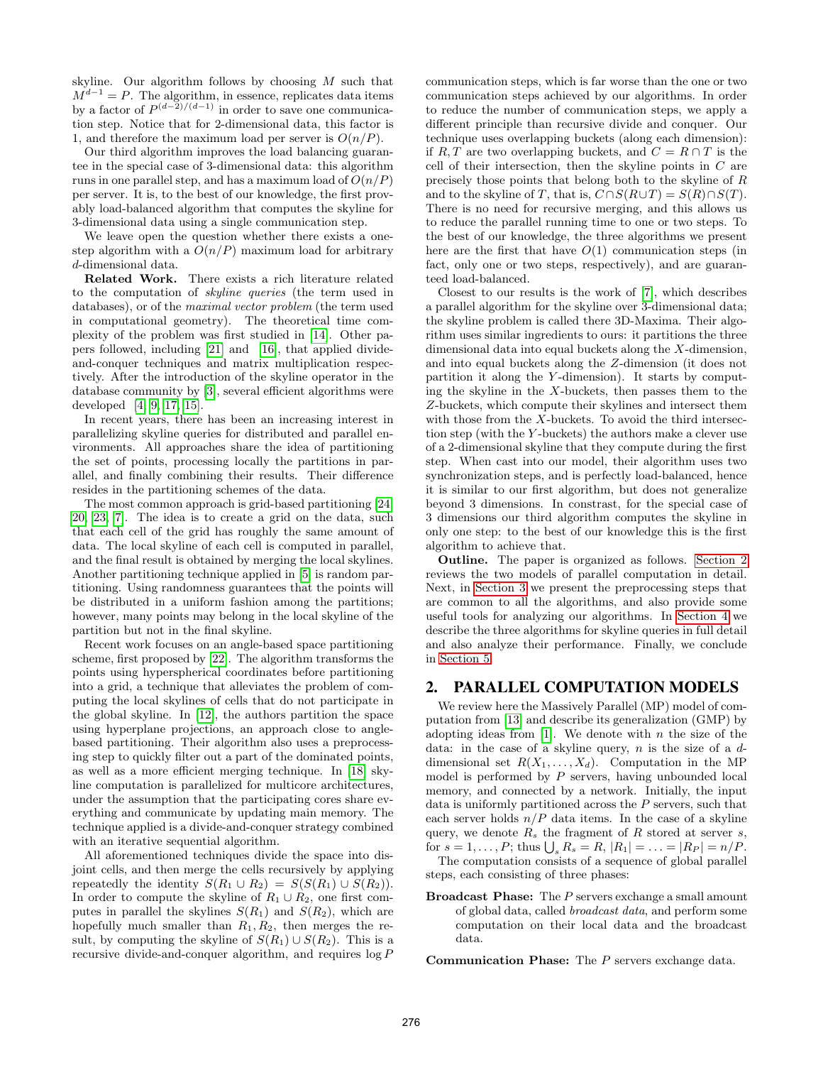skyline. Our algorithm follows by choosing $M$ such that $M^{d-1} = P$. The algorithm, in essence, replicates data items by a factor of $P^{(d-2)/(d-1)}$ in order to save one communication step. Notice that for 2-dimensional data, this factor is 1, and therefore the maximum load per server is $O(n/P)$.

Our third algorithm improves the load balancing guarantee in the special case of 3-dimensional data: this algorithm runs in one parallel step, and has a maximum load of $O(n/P)$ per server. It is, to the best of our knowledge, the first provably load-balanced algorithm that computes the skyline for 3-dimensional data using a single communication step.

We leave open the question whether there exists a one-step algorithm with a $O(n/P)$ maximum load for arbitrary $d$-dimensional data.

**Related Work.** There exists a rich literature related to the computation of *skyline queries* (the term used in databases), or of the *maximal vector problem* (the term used in computational geometry). The theoretical time complexity of the problem was first studied in [14]. Other papers followed, including [21] and [16], that applied divide-and-conquer techniques and matrix multiplication respectively. After the introduction of the skyline operator in the database community by [3], several efficient algorithms were developed [4, 9, 17, 15].

In recent years, there has been an increasing interest in parallelizing skyline queries for distributed and parallel environments. All approaches share the idea of partitioning the set of points, processing locally the partitions in parallel, and finally combining their results. Their difference resides in the partitioning schemes of the data.

The most common approach is grid-based partitioning [24, 20, 23, 7]. The idea is to create a grid on the data, such that each cell of the grid has roughly the same amount of data. The local skyline of each cell is computed in parallel, and the final result is obtained by merging the local skylines. Another partitioning technique applied in [5] is random partitioning. Using randomness guarantees that the points will be distributed in a uniform fashion among the partitions; however, many points may belong in the local skyline of the partition but not in the final skyline.

Recent work focuses on an angle-based space partitioning scheme, first proposed by [22]. The algorithm transforms the points using hyperspherical coordinates before partitioning into a grid, a technique that alleviates the problem of computing the local skylines of cells that do not participate in the global skyline. In [12], the authors partition the space using hyperplane projections, an approach close to angle-based partitioning. Their algorithm also uses a preprocessing step to quickly filter out a part of the dominated points, as well as a more efficient merging technique. In [18] skyline computation is parallelized for multicore architectures, under the assumption that the participating cores share everything and communicate by updating main memory. The technique applied is a divide-and-conquer strategy combined with an iterative sequential algorithm.

All aforementioned techniques divide the space into disjoint cells, and then merge the cells recursively by applying repeatedly the identity $S(R_1 \cup R_2) = S(S(R_1) \cup S(R_2))$. In order to compute the skyline of $R_1 \cup R_2$, one first computes in parallel the skylines $S(R_1)$ and $S(R_2)$, which are hopefully much smaller than $R_1, R_2$, then merges the result, by computing the skyline of $S(R_1) \cup S(R_2)$. This is a recursive divide-and-conquer algorithm, and requires $\log P$ communication steps, which is far worse than the one or two communication steps achieved by our algorithms. In order to reduce the number of communication steps, we apply a different principle than recursive divide and conquer. Our technique uses overlapping buckets (along each dimension): if $R, T$ are two overlapping buckets, and $C = R \cap T$ is the cell of their intersection, then the skyline points in $C$ are precisely those points that belong both to the skyline of $R$ and to the skyline of $T$, that is, $C \cap S(R \cup T) = S(R) \cap S(T)$. There is no need for recursive merging, and this allows us to reduce the parallel running time to one or two steps. To the best of our knowledge, the three algorithms we present here are the first that have $O(1)$ communication steps (in fact, only one or two steps, respectively), and are guaranteed load-balanced.

Closest to our results is the work of [7], which describes a parallel algorithm for the skyline over 3-dimensional data; the skyline problem is called there 3D-Maxima. Their algorithm uses similar ingredients to ours: it partitions the three dimensional data into equal buckets along the $X$-dimension, and into equal buckets along the $Z$-dimension (it does not partition it along the $Y$-dimension). It starts by computing the skyline in the $X$-buckets, then passes them to the $Z$-buckets, which compute their skylines and intersect them with those from the $X$-buckets. To avoid the third intersection step (with the $Y$-buckets) the authors make a clever use of a 2-dimensional skyline that they compute during the first step. When cast into our model, their algorithm uses two synchronization steps, and is perfectly load-balanced, hence it is similar to our first algorithm, but does not generalize beyond 3 dimensions. In constrast, for the special case of 3 dimensions our third algorithm computes the skyline in only one step: to the best of our knowledge this is the first algorithm to achieve that.

**Outline.** The paper is organized as follows. Section 2 reviews the two models of parallel computation in detail. Next, in Section 3 we present the preprocessing steps that are common to all the algorithms, and also provide some useful tools for analyzing our algorithms. In Section 4 we describe the three algorithms for skyline queries in full detail and also analyze their performance. Finally, we conclude in Section 5.

## 2. PARALLEL COMPUTATION MODELS

We review here the Massively Parallel (MP) model of computation from [13] and describe its generalization (GMP) by adopting ideas from [1]. We denote with $n$ the size of the data: in the case of a skyline query, $n$ is the size of a $d$-dimensional set $R(X_1, \ldots, X_d)$. Computation in the MP model is performed by $P$ servers, having unbounded local memory, and connected by a network. Initially, the input data is uniformly partitioned across the $P$ servers, such that each server holds $n/P$ data items. In the case of a skyline query, we denote $R_s$ the fragment of $R$ stored at server $s$, for $s = 1, \ldots, P$; thus $\bigcup_s R_s = R$, $|R_1| = \ldots = |R_P| = n/P$.

The computation consists of a sequence of global parallel steps, each consisting of three phases:

**Broadcast Phase:** The $P$ servers exchange a small amount of global data, called *broadcast data*, and perform some computation on their local data and the broadcast data.

**Communication Phase:** The $P$ servers exchange data.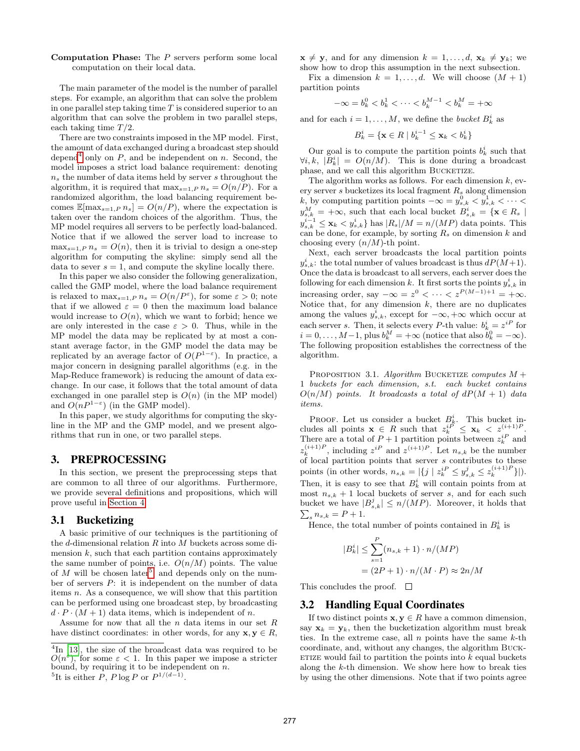**Computation Phase:** The $P$ servers perform some local computation on their local data.

The main parameter of the model is the number of parallel steps. For example, an algorithm that can solve the problem in one parallel step taking time $T$ is considered superior to an algorithm that can solve the problem in two parallel steps, each taking time $T/2$.

There are two constraints imposed in the MP model. First, the amount of data exchanged during a broadcast step should depend[4] only on $P$, and be independent on $n$. Second, the model imposes a strict load balance requirement: denoting $n_s$ the number of data items held by server $s$ throughout the algorithm, it is required that $\max_{s=1,P} n_s = O(n/P)$. For a randomized algorithm, the load balancing requirement becomes $\mathbb{E}[\max_{s=1,P} n_s] = O(n/P)$, where the expectation is taken over the random choices of the algorithm. Thus, the MP model requires all servers to be perfectly load-balanced. Notice that if we allowed the server load to increase to $\max_{s=1,P} n_s = O(n)$, then it is trivial to design a one-step algorithm for computing the skyline: simply send all the data to sever $s = 1$, and compute the skyline locally there.

In this paper we also consider the following generalization, called the GMP model, where the load balance requirement is relaxed to $\max_{s=1,P} n_s = O(n/P^{\varepsilon})$, for some $\varepsilon > 0$; note that if we allowed $\varepsilon = 0$ then the maximum load balance would increase to $O(n)$, which we want to forbid; hence we are only interested in the case $\varepsilon > 0$. Thus, while in the MP model the data may be replicated by at most a constant average factor, in the GMP model the data may be replicated by an average factor of $O(P^{1-\varepsilon})$. In practice, a major concern in designing parallel algorithms (e.g. in the Map-Reduce framework) is reducing the amount of data exchange. In our case, it follows that the total amount of data exchanged in one parallel step is $O(n)$ (in the MP model) and $O(nP^{1-\varepsilon})$ (in the GMP model).

In this paper, we study algorithms for computing the skyline in the MP and the GMP model, and we present algorithms that run in one, or two parallel steps.

## 3. PREPROCESSING

In this section, we present the preprocessing steps that are common to all three of our algorithms. Furthermore, we provide several definitions and propositions, which will prove useful in Section 4.

### 3.1 Bucketizing

A basic primitive of our techniques is the partitioning of the $d$-dimensional relation $R$ into $M$ buckets across some dimension $k$, such that each partition contains approximately the same number of points, i.e. $O(n/M)$ points. The value of $M$ will be chosen later[5] and depends only on the number of servers $P$: it is independent on the number of data items $n$. As a consequence, we will show that this partition can be performed using one broadcast step, by broadcasting $d \cdot P \cdot (M+1)$ data items, which is independent of $n$.

Assume for now that all the $n$ data items in our set $R$ have distinct coordinates: in other words, for any $\mathbf{x}, \mathbf{y} \in R$, $\mathbf{x} \neq \mathbf{y}$, and for any dimension $k = 1, \ldots, d$, $\mathbf{x}_k \neq \mathbf{y}_k$; we show how to drop this assumption in the next subsection.

Fix a dimension $k = 1, \ldots, d$. We will choose $(M+1)$ partition points

$$-\infty = b_k^0 < b_k^1 < \cdots < b_k^{M-1} < b_k^M = +\infty$$

and for each $i = 1, \ldots, M$, we define the *bucket* $B_k^i$ as

$$B_k^i = \{\mathbf{x} \in R \mid b_k^{i-1} \leq \mathbf{x}_k < b_k^i\}$$

Our goal is to compute the partition points $b_k^i$ such that $\forall i, k,\ |B_k^i| = O(n/M)$. This is done during a broadcast phase, and we call this algorithm BUCKETIZE.

The algorithm works as follows. For each dimension $k$, every server $s$ bucketizes its local fragment $R_s$ along dimension $k$, by computing partition points $-\infty = y_{s,k}^0 < y_{s,k}^1 < \cdots < y_{s,k}^M = +\infty$, such that each local bucket $B_{s,k}^i = \{\mathbf{x} \in R_s \mid y_{s,k}^{i-1} \leq \mathbf{x}_k < y_{s,k}^i\}$ has $|R_s|/M = n/(MP)$ data points. This can be done, for example, by sorting $R_s$ on dimension $k$ and choosing every $(n/M)$-th point.

Next, each server broadcasts the local partition points $y_{s,k}^i$: the total number of values broadcast is thus $dP(M+1)$. Once the data is broadcast to all servers, each server does the following for each dimension $k$. It first sorts the points $y_{s,k}^i$ in increasing order, say $-\infty = z^0 < \cdots < z^{P(M-1)+1} = +\infty$. Notice that, for any dimension $k$, there are no duplicates among the values $y_{s,k}^i$, except for $-\infty, +\infty$ which occur at each server $s$. Then, it selects every $P$-th value: $b_k^i = z^{iP}$ for $i = 0, \ldots, M-1$, plus $b_k^M = +\infty$ (notice that also $b_k^0 = -\infty$). The following proposition establishes the correctness of the algorithm.

PROPOSITION 3.1. *Algorithm* BUCKETIZE *computes* $M+1$ *buckets for each dimension, s.t. each bucket contains* $O(n/M)$ *points. It broadcasts a total of* $dP(M+1)$ *data items.*

PROOF. Let us consider a bucket $B_k^i$. This bucket includes all points $\mathbf{x} \in R$ such that $z_k^{iP} \leq \mathbf{x}_k < z^{(i+1)P}$. There are a total of $P+1$ partition points between $z_k^{iP}$ and $z_k^{(i+1)P}$, including $z^{iP}$ and $z^{(i+1)P}$. Let $n_{s,k}$ be the number of local partition points that server $s$ contributes to these points (in other words, $n_{s,k} = |\{j \mid z_k^{iP} \leq y_{s,k}^j \leq z_k^{(i+1)P}\}|$). Then, it is easy to see that $B_k^i$ will contain points from at most $n_{s,k}+1$ local buckets of server $s$, and for each such bucket we have $|B_{s,k}^j| \leq n/(MP)$. Moreover, it holds that $\sum_s n_{s,k} = P+1$.

Hence, the total number of points contained in $B_k^i$ is

$$\begin{aligned} |B_k^i| &\leq \sum_{s=1}^{P} (n_{s,k}+1) \cdot n/(MP) \\ &= (2P+1) \cdot n/(M \cdot P) \approx 2n/M \end{aligned}$$

This concludes the proof. $\square$

### 3.2 Handling Equal Coordinates

If two distinct points $\mathbf{x}, \mathbf{y} \in R$ have a common dimension, say $\mathbf{x}_k = \mathbf{y}_k$, then the bucketization algorithm must break ties. In the extreme case, all $n$ points have the same $k$-th coordinate, and, without any changes, the algorithm BUCKETIZE would fail to partition the points into $k$ equal buckets along the $k$-th dimension. We show here how to break ties by using the other dimensions. Note that if two points agree

---

[4] In [13], the size of the broadcast data was required to be $O(n^{\varepsilon})$, for some $\varepsilon < 1$. In this paper we impose a stricter bound, by requiring it to be independent on $n$.

[5] It is either $P$, $P \log P$ or $P^{1/(d-1)}$.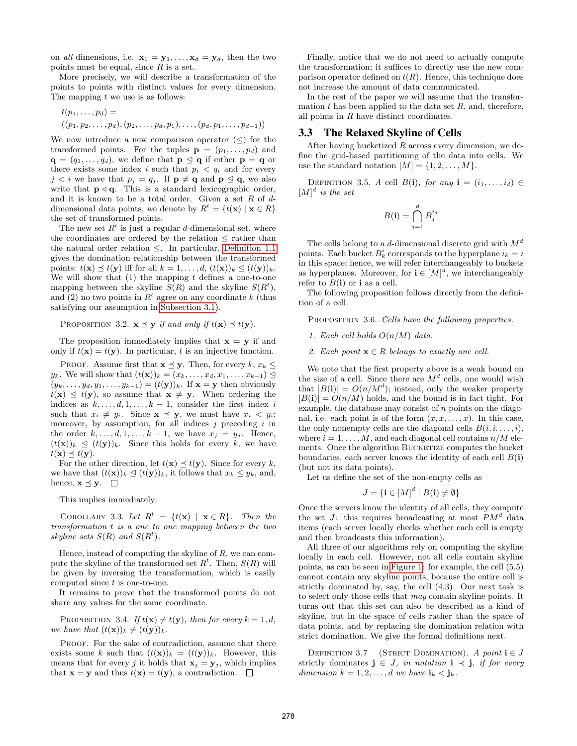on *all* dimensions, i.e. $\mathbf{x}_1 = \mathbf{y}_1, \ldots, \mathbf{x}_d = \mathbf{y}_d$, then the two points must be equal, since $R$ is a set.

More precisely, we will describe a transformation of the points to points with distinct values for every dimension. The mapping $t$ we use is as follows:

$$t(p_1, \ldots, p_d) =$$
$$((p_1, p_2, \ldots, p_d), (p_2, \ldots, p_d, p_1), \ldots, (p_d, p_1, \ldots, p_{d-1}))$$

We now introduce a new comparison operator ($\trianglelefteq$) for the transformed points. For the tuples $\mathbf{p} = (p_1, \ldots, p_d)$ and $\mathbf{q} = (q_1, \ldots, q_d)$, we define that $\mathbf{p} \trianglelefteq \mathbf{q}$ if either $\mathbf{p} = \mathbf{q}$ or there exists some index $i$ such that $p_i < q_i$ and for every $j < i$ we have that $p_j = q_j$. If $\mathbf{p} \neq \mathbf{q}$ and $\mathbf{p} \trianglelefteq \mathbf{q}$, we also write that $\mathbf{p} \triangleleft \mathbf{q}$. This is a standard lexicographic order, and it is known to be a total order. Given a set $R$ of $d$-dimensional data points, we denote by $R^t = \{t(\mathbf{x}) \mid \mathbf{x} \in R\}$ the set of transformed points.

The new set $R^t$ is just a regular $d$-dimensional set, where the coordinates are ordered by the relation $\trianglelefteq$ rather than the natural order relation $\leq$. In particular, Definition 1.1 gives the domination relationship between the transformed points: $t(\mathbf{x}) \preceq t(\mathbf{y})$ iff for all $k = 1, \ldots, d$, $(t(\mathbf{x}))_k \trianglelefteq (t(\mathbf{y}))_k$. We will show that (1) the mapping $t$ defines a one-to-one mapping between the skyline $S(R)$ and the skyline $S(R^t)$, and (2) no two points in $R^t$ agree on any coordinate $k$ (thus satisfying our assumption in Subsection 3.1).

Proposition 3.2. *$\mathbf{x} \preceq \mathbf{y}$ if and only if $t(\mathbf{x}) \preceq t(\mathbf{y})$.*

The proposition immediately implies that $\mathbf{x} = \mathbf{y}$ if and only if $t(\mathbf{x}) = t(\mathbf{y})$. In particular, $t$ is an injective function.

Proof. Assume first that $\mathbf{x} \preceq \mathbf{y}$. Then, for every $k$, $x_k \leq y_k$. We will show that $(t(\mathbf{x}))_k = (x_k, \ldots, x_d, x_1, \ldots, x_{k-1}) \trianglelefteq (y_k, \ldots, y_d, y_1, \ldots, y_{k-1}) = (t(\mathbf{y}))_k$. If $\mathbf{x} = \mathbf{y}$ then obviously $t(\mathbf{x}) \trianglelefteq t(\mathbf{y})$, so assume that $\mathbf{x} \neq \mathbf{y}$. When ordering the indices as $k, \ldots, d, 1, \ldots, k-1$, consider the first index $i$ such that $x_i \neq y_i$. Since $\mathbf{x} \preceq \mathbf{y}$, we must have $x_i < y_i$; moreover, by assumption, for all indices $j$ preceding $i$ in the order $k, \ldots, d, 1, \ldots, k-1$, we have $x_j = y_j$. Hence, $(t(\mathbf{x}))_k \trianglelefteq (t(\mathbf{y}))_k$. Since this holds for every $k$, we have $t(\mathbf{x}) \preceq t(\mathbf{y})$.

For the other direction, let $t(\mathbf{x}) \preceq t(\mathbf{y})$. Since for every $k$, we have that $(t(\mathbf{x}))_k \trianglelefteq (t(\mathbf{y}))_k$, it follows that $x_k \leq y_k$, and, hence, $\mathbf{x} \preceq \mathbf{y}$. $\square$

This implies immediately:

Corollary 3.3. *Let $R^t = \{t(\mathbf{x}) \mid \mathbf{x} \in R\}$. Then the transformation $t$ is a one to one mapping between the two skyline sets $S(R)$ and $S(R^t)$.*

Hence, instead of computing the skyline of $R$, we can compute the skyline of the transformed set $R^t$. Then, $S(R)$ will be given by inversing the transformation, which is easily computed since $t$ is one-to-one.

It remains to prove that the transformed points do not share any values for the same coordinate.

Proposition 3.4. *If $t(\mathbf{x}) \neq t(\mathbf{y})$, then for every $k = 1, d$, we have that $(t(\mathbf{x}))_k \neq (t(\mathbf{y}))_k$.*

Proof. For the sake of contradiction, assume that there exists some $k$ such that $(t(\mathbf{x}))_k = (t(\mathbf{y}))_k$. However, this means that for every $j$ it holds that $\mathbf{x}_j = \mathbf{y}_j$, which implies that $\mathbf{x} = \mathbf{y}$ and thus $t(\mathbf{x}) = t(\mathbf{y})$, a contradiction. $\square$

Finally, notice that we do not need to actually compute the transformation; it suffices to directly use the new comparison operator defined on $t(R)$. Hence, this technique does not increase the amount of data communicated.

In the rest of the paper we will assume that the transformation $t$ has been applied to the data set $R$, and, therefore, all points in $R$ have distinct coordinates.

### 3.3 The Relaxed Skyline of Cells

After having bucketized $R$ across every dimension, we define the grid-based partitioning of the data into cells. We use the standard notation $[M] = \{1, 2, \ldots, M\}$.

Definition 3.5. *A cell $B(\mathbf{i})$, for any $\mathbf{i} = (i_1, \ldots, i_d) \in [M]^d$ is the set*

$$B(\mathbf{i}) = \bigcap_{j=1}^{d} B_j^{i_j}$$

The cells belong to a $d$-dimensional discrete grid with $M^d$ points. Each bucket $B_k^i$ corresponds to the hyperplane $i_k = i$ in this space; hence, we will refer interchangeably to buckets as hyperplanes. Moreover, for $\mathbf{i} \in [M]^d$, we interchangeably refer to $B(\mathbf{i})$ or $\mathbf{i}$ as a cell.

The following proposition follows directly from the definition of a cell.

Proposition 3.6. *Cells have the following properties.*

1. *Each cell holds $O(n/M)$ data.*
2. *Each point $\mathbf{x} \in R$ belongs to exactly one cell.*

We note that the first property above is a weak bound on the size of a cell. Since there are $M^d$ cells, one would wish that $|B(\mathbf{i})| = O(n/M^d)$; instead, only the weaker property $|B(\mathbf{i})| = O(n/M)$ holds, and the bound is in fact tight. For example, the database may consist of $n$ points on the diagonal, i.e. each point is of the form $(x, x, \ldots, x)$. In this case, the only nonempty cells are the diagonal cells $B(i, i, \ldots, i)$, where $i = 1, \ldots, M$, and each diagonal cell contains $n/M$ elements. Once the algorithm Bucketize computes the bucket boundaries, each server knows the identity of each cell $B(\mathbf{i})$ (but not its data points).

Let us define the set of the non-empty cells as

$$J = \{\mathbf{i} \in [M]^d \mid B(\mathbf{i}) \neq \emptyset\}$$

Once the servers know the identity of all cells, they compute the set $J$: this requires broadcasting at most $PM^d$ data items (each server locally checks whether each cell is empty and then broadcasts this information).

All three of our algorithms rely on computing the skyline locally in each cell. However, not all cells contain skyline points, as can be seen in Figure 1: for example, the cell (5,5) cannot contain any skyline points, because the entire cell is strictly dominated by, say, the cell (4,3). Our next task is to select only those cells that *may* contain skyline points. It turns out that this set can also be described as a kind of skyline, but in the space of cells rather than the space of data points, and by replacing the domination relation with strict domination. We give the formal definitions next.

Definition 3.7 (Strict Domination). *A point $\mathbf{i} \in J$ strictly dominates $\mathbf{j} \in J$, in notation $\mathbf{i} \prec \mathbf{j}$, if for every dimension $k = 1, 2, \ldots, d$ we have $\mathbf{i}_k < \mathbf{j}_k$.*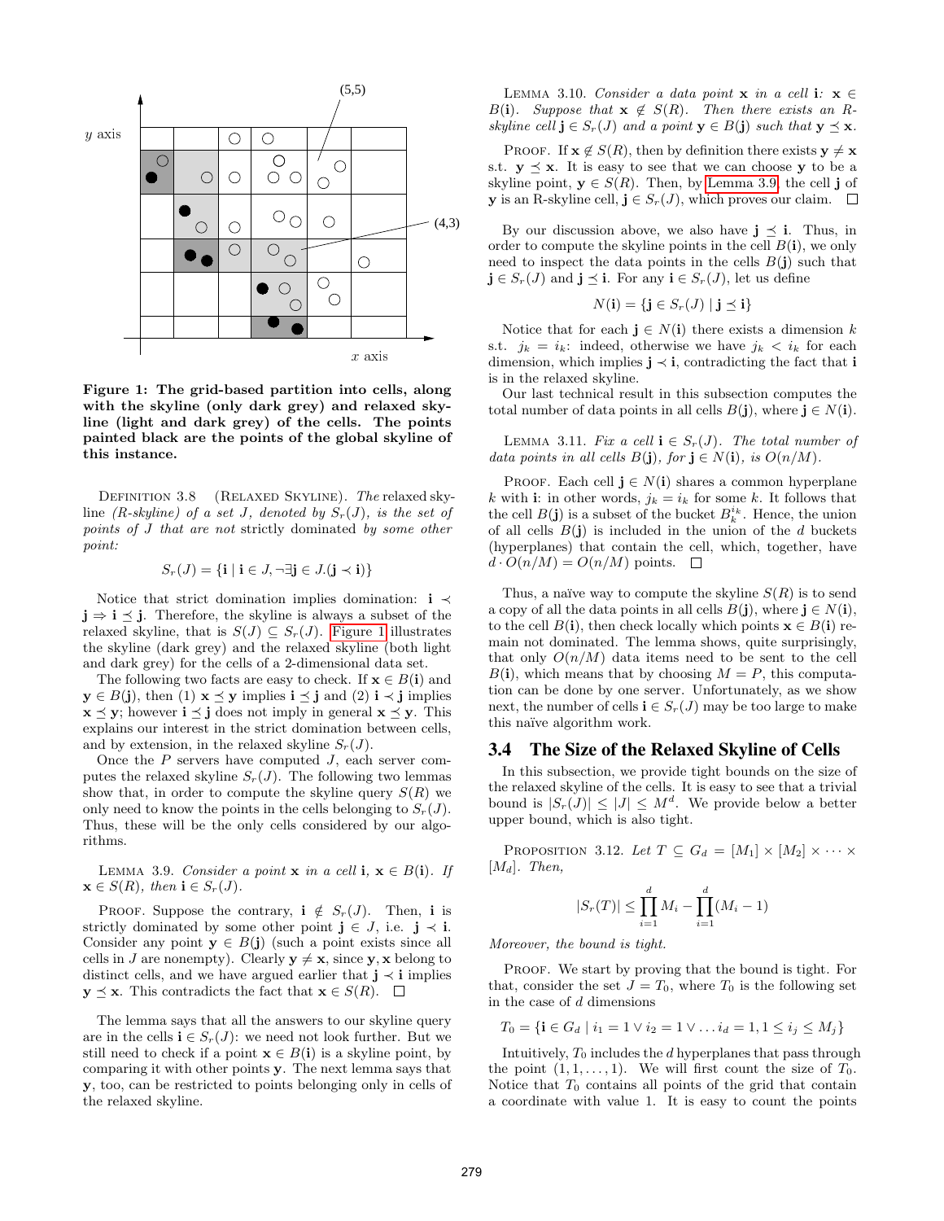**Figure 1: The grid-based partition into cells, along with the skyline (only dark grey) and relaxed skyline (light and dark grey) of the cells. The points painted black are the points of the global skyline of this instance.**

DEFINITION 3.8 (RELAXED SKYLINE). *The* relaxed skyline *(R-skyline) of a set $J$, denoted by $S_r(J)$, is the set of points of $J$ that are not* strictly dominated *by some other point:*

$$S_r(J) = \{\mathbf{i} \mid \mathbf{i} \in J, \neg\exists \mathbf{j} \in J.(\mathbf{j} \prec \mathbf{i})\}$$

Notice that strict domination implies domination: $\mathbf{i} \prec \mathbf{j} \Rightarrow \mathbf{i} \preceq \mathbf{j}$. Therefore, the skyline is always a subset of the relaxed skyline, that is $S(J) \subseteq S_r(J)$. Figure 1 illustrates the skyline (dark grey) and the relaxed skyline (both light and dark grey) for the cells of a 2-dimensional data set.

The following two facts are easy to check. If $\mathbf{x} \in B(\mathbf{i})$ and $\mathbf{y} \in B(\mathbf{j})$, then (1) $\mathbf{x} \preceq \mathbf{y}$ implies $\mathbf{i} \preceq \mathbf{j}$ and (2) $\mathbf{i} \prec \mathbf{j}$ implies $\mathbf{x} \preceq \mathbf{y}$; however $\mathbf{i} \preceq \mathbf{j}$ does not imply in general $\mathbf{x} \preceq \mathbf{y}$. This explains our interest in the strict domination between cells, and by extension, in the relaxed skyline $S_r(J)$.

Once the $P$ servers have computed $J$, each server computes the relaxed skyline $S_r(J)$. The following two lemmas show that, in order to compute the skyline query $S(R)$ we only need to know the points in the cells belonging to $S_r(J)$. Thus, these will be the only cells considered by our algorithms.

LEMMA 3.9. *Consider a point $\mathbf{x}$ in a cell $\mathbf{i}$, $\mathbf{x} \in B(\mathbf{i})$. If $\mathbf{x} \in S(R)$, then $\mathbf{i} \in S_r(J)$.*

PROOF. Suppose the contrary, $\mathbf{i} \notin S_r(J)$. Then, $\mathbf{i}$ is strictly dominated by some other point $\mathbf{j} \in J$, i.e. $\mathbf{j} \prec \mathbf{i}$. Consider any point $\mathbf{y} \in B(\mathbf{j})$ (such a point exists since all cells in $J$ are nonempty). Clearly $\mathbf{y} \neq \mathbf{x}$, since $\mathbf{y}, \mathbf{x}$ belong to distinct cells, and we have argued earlier that $\mathbf{j} \prec \mathbf{i}$ implies $\mathbf{y} \preceq \mathbf{x}$. This contradicts the fact that $\mathbf{x} \in S(R)$. □

The lemma says that all the answers to our skyline query are in the cells $\mathbf{i} \in S_r(J)$: we need not look further. But we still need to check if a point $\mathbf{x} \in B(\mathbf{i})$ is a skyline point, by comparing it with other points $\mathbf{y}$. The next lemma says that $\mathbf{y}$, too, can be restricted to points belonging only in cells of the relaxed skyline.

LEMMA 3.10. *Consider a data point $\mathbf{x}$ in a cell $\mathbf{i}$: $\mathbf{x} \in B(\mathbf{i})$. Suppose that $\mathbf{x} \notin S(R)$. Then there exists an R-skyline cell $\mathbf{j} \in S_r(J)$ and a point $\mathbf{y} \in B(\mathbf{j})$ such that $\mathbf{y} \preceq \mathbf{x}$.*

PROOF. If $\mathbf{x} \notin S(R)$, then by definition there exists $\mathbf{y} \neq \mathbf{x}$ s.t. $\mathbf{y} \preceq \mathbf{x}$. It is easy to see that we can choose $\mathbf{y}$ to be a skyline point, $\mathbf{y} \in S(R)$. Then, by Lemma 3.9, the cell $\mathbf{j}$ of $\mathbf{y}$ is an R-skyline cell, $\mathbf{j} \in S_r(J)$, which proves our claim. □

By our discussion above, we also have $\mathbf{j} \preceq \mathbf{i}$. Thus, in order to compute the skyline points in the cell $B(\mathbf{i})$, we only need to inspect the data points in the cells $B(\mathbf{j})$ such that $\mathbf{j} \in S_r(J)$ and $\mathbf{j} \preceq \mathbf{i}$. For any $\mathbf{i} \in S_r(J)$, let us define

$$N(\mathbf{i}) = \{\mathbf{j} \in S_r(J) \mid \mathbf{j} \preceq \mathbf{i}\}$$

Notice that for each $\mathbf{j} \in N(\mathbf{i})$ there exists a dimension $k$ s.t. $j_k = i_k$: indeed, otherwise we have $j_k < i_k$ for each dimension, which implies $\mathbf{j} \prec \mathbf{i}$, contradicting the fact that $\mathbf{i}$ is in the relaxed skyline.

Our last technical result in this subsection computes the total number of data points in all cells $B(\mathbf{j})$, where $\mathbf{j} \in N(\mathbf{i})$.

LEMMA 3.11. *Fix a cell $\mathbf{i} \in S_r(J)$. The total number of data points in all cells $B(\mathbf{j})$, for $\mathbf{j} \in N(\mathbf{i})$, is $O(n/M)$.*

PROOF. Each cell $\mathbf{j} \in N(\mathbf{i})$ shares a common hyperplane $k$ with $\mathbf{i}$: in other words, $j_k = i_k$ for some $k$. It follows that the cell $B(\mathbf{j})$ is a subset of the bucket $B_k^{i_k}$. Hence, the union of all cells $B(\mathbf{j})$ is included in the union of the $d$ buckets (hyperplanes) that contain the cell, which, together, have $d \cdot O(n/M) = O(n/M)$ points. □

Thus, a naïve way to compute the skyline $S(R)$ is to send a copy of all the data points in all cells $B(\mathbf{j})$, where $\mathbf{j} \in N(\mathbf{i})$, to the cell $B(\mathbf{i})$, then check locally which points $\mathbf{x} \in B(\mathbf{i})$ remain not dominated. The lemma shows, quite surprisingly, that only $O(n/M)$ data items need to be sent to the cell $B(\mathbf{i})$, which means that by choosing $M = P$, this computation can be done by one server. Unfortunately, as we show next, the number of cells $\mathbf{i} \in S_r(J)$ may be too large to make this naïve algorithm work.

## 3.4 The Size of the Relaxed Skyline of Cells

In this subsection, we provide tight bounds on the size of the relaxed skyline of the cells. It is easy to see that a trivial bound is $|S_r(J)| \leq |J| \leq M^d$. We provide below a better upper bound, which is also tight.

PROPOSITION 3.12. *Let $T \subseteq G_d = [M_1] \times [M_2] \times \cdots \times [M_d]$. Then,*

$$|S_r(T)| \leq \prod_{i=1}^{d} M_i - \prod_{i=1}^{d} (M_i - 1)$$

*Moreover, the bound is tight.*

PROOF. We start by proving that the bound is tight. For that, consider the set $J = T_0$, where $T_0$ is the following set in the case of $d$ dimensions

$$T_0 = \{\mathbf{i} \in G_d \mid i_1 = 1 \vee i_2 = 1 \vee \ldots i_d = 1, 1 \leq i_j \leq M_j\}$$

Intuitively, $T_0$ includes the $d$ hyperplanes that pass through the point $(1, 1, \ldots, 1)$. We will first count the size of $T_0$. Notice that $T_0$ contains all points of the grid that contain a coordinate with value 1. It is easy to count the points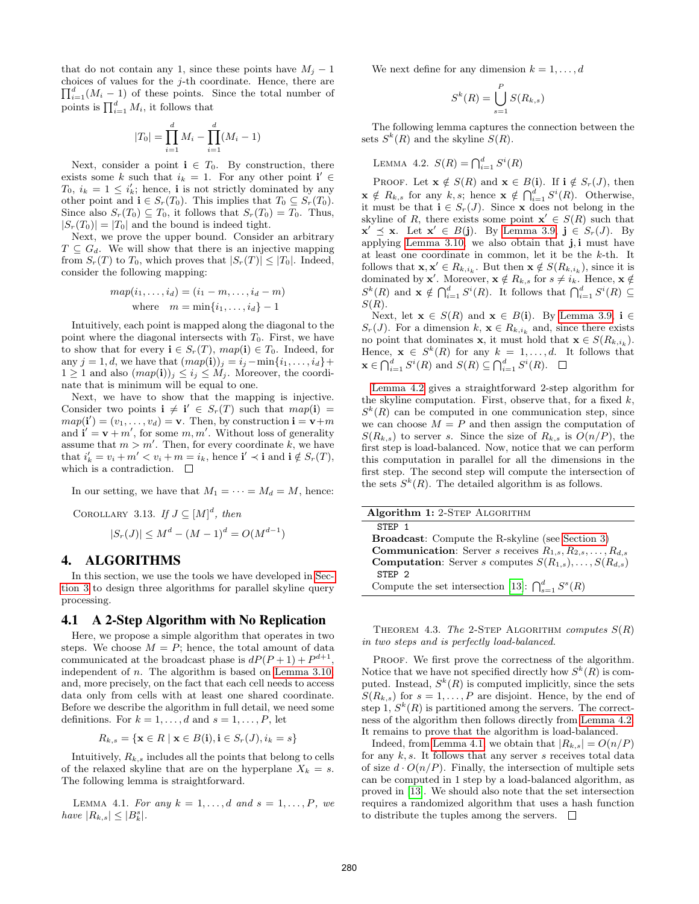that do not contain any 1, since these points have $M_j - 1$ choices of values for the $j$-th coordinate. Hence, there are $\prod_{i=1}^{d}(M_i - 1)$ of these points. Since the total number of points is $\prod_{i=1}^{d} M_i$, it follows that

$$|T_0| = \prod_{i=1}^{d} M_i - \prod_{i=1}^{d}(M_i - 1)$$

Next, consider a point $\mathbf{i} \in T_0$. By construction, there exists some $k$ such that $i_k = 1$. For any other point $\mathbf{i}' \in T_0$, $i_k = 1 \leq i'_k$; hence, $\mathbf{i}$ is not strictly dominated by any other point and $\mathbf{i} \in S_r(T_0)$. This implies that $T_0 \subseteq S_r(T_0)$. Since also $S_r(T_0) \subseteq T_0$, it follows that $S_r(T_0) = T_0$. Thus, $|S_r(T_0)| = |T_0|$ and the bound is indeed tight.

Next, we prove the upper bound. Consider an arbitrary $T \subseteq G_d$. We will show that there is an injective mapping from $S_r(T)$ to $T_0$, which proves that $|S_r(T)| \leq |T_0|$. Indeed, consider the following mapping:

$$map(i_1, \ldots, i_d) = (i_1 - m, \ldots, i_d - m)$$
$$\text{where} \quad m = \min\{i_1, \ldots, i_d\} - 1$$

Intuitively, each point is mapped along the diagonal to the point where the diagonal intersects with $T_0$. First, we have to show that for every $\mathbf{i} \in S_r(T)$, $map(\mathbf{i}) \in T_0$. Indeed, for any $j = 1, d$, we have that $(map(\mathbf{i}))_j = i_j - \min\{i_1, \ldots, i_d\} + 1 \geq 1$ and also $(map(\mathbf{i}))_j \leq i_j \leq M_j$. Moreover, the coordinate that is minimum will be equal to one.

Next, we have to show that the mapping is injective. Consider two points $\mathbf{i} \neq \mathbf{i}' \in S_r(T)$ such that $map(\mathbf{i}) = map(\mathbf{i}') = (v_1, \ldots, v_d) = \mathbf{v}$. Then, by construction $\mathbf{i} = \mathbf{v} + m$ and $\mathbf{i}' = \mathbf{v} + m'$, for some $m, m'$. Without loss of generality assume that $m > m'$. Then, for every coordinate $k$, we have that $i'_k = v_i + m' < v_i + m = i_k$, hence $\mathbf{i}' \prec \mathbf{i}$ and $\mathbf{i} \notin S_r(T)$, which is a contradiction. $\square$

In our setting, we have that $M_1 = \cdots = M_d = M$, hence:

COROLLARY 3.13. *If $J \subseteq [M]^d$, then*

$$|S_r(J)| \leq M^d - (M-1)^d = O(M^{d-1})$$

# 4. ALGORITHMS

In this section, we use the tools we have developed in Section 3 to design three algorithms for parallel skyline query processing.

## 4.1 A 2-Step Algorithm with No Replication

Here, we propose a simple algorithm that operates in two steps. We choose $M = P$; hence, the total amount of data communicated at the broadcast phase is $dP(P+1) + P^{d+1}$, independent of $n$. The algorithm is based on Lemma 3.10 and, more precisely, on the fact that each cell needs to access data only from cells with at least one shared coordinate. Before we describe the algorithm in full detail, we need some definitions. For $k = 1, \ldots, d$ and $s = 1, \ldots, P$, let

$$R_{k,s} = \{\mathbf{x} \in R \mid \mathbf{x} \in B(\mathbf{i}), \mathbf{i} \in S_r(J), i_k = s\}$$

Intuitively, $R_{k,s}$ includes all the points that belong to cells of the relaxed skyline that are on the hyperplane $X_k = s$. The following lemma is straightforward.

LEMMA 4.1. *For any $k = 1, \ldots, d$ and $s = 1, \ldots, P$, we have $|R_{k,s}| \leq |B_k^s|$.*

We next define for any dimension $k = 1, \ldots, d$

$$S^k(R) = \bigcup_{s=1}^{P} S(R_{k,s})$$

The following lemma captures the connection between the sets $S^k(R)$ and the skyline $S(R)$.

LEMMA 4.2. $S(R) = \bigcap_{i=1}^{d} S^i(R)$

PROOF. Let $\mathbf{x} \notin S(R)$ and $\mathbf{x} \in B(\mathbf{i})$. If $\mathbf{i} \notin S_r(J)$, then $\mathbf{x} \notin R_{k,s}$ for any $k, s$; hence $\mathbf{x} \notin \bigcap_{i=1}^{d} S^i(R)$. Otherwise, it must be that $\mathbf{i} \in S_r(J)$. Since $\mathbf{x}$ does not belong in the skyline of $R$, there exists some point $\mathbf{x}' \in S(R)$ such that $\mathbf{x}' \preceq \mathbf{x}$. Let $\mathbf{x}' \in B(\mathbf{j})$. By Lemma 3.9, $\mathbf{j} \in S_r(J)$. By applying Lemma 3.10, we also obtain that $\mathbf{j}, \mathbf{i}$ must have at least one coordinate in common, let it be the $k$-th. It follows that $\mathbf{x}, \mathbf{x}' \in R_{k,i_k}$. But then $\mathbf{x} \notin S(R_{k,i_k})$, since it is dominated by $\mathbf{x}'$. Moreover, $\mathbf{x} \notin R_{k,s}$ for $s \neq i_k$. Hence, $\mathbf{x} \notin S^k(R)$ and $\mathbf{x} \notin \bigcap_{i=1}^{d} S^i(R)$. It follows that $\bigcap_{i=1}^{d} S^i(R) \subseteq S(R)$.

Next, let $\mathbf{x} \in S(R)$ and $\mathbf{x} \in B(\mathbf{i})$. By Lemma 3.9, $\mathbf{i} \in S_r(J)$. For a dimension $k$, $\mathbf{x} \in R_{k,i_k}$ and, since there exists no point that dominates $\mathbf{x}$, it must hold that $\mathbf{x} \in S(R_{k,i_k})$. Hence, $\mathbf{x} \in S^k(R)$ for any $k = 1, \ldots, d$. It follows that $\mathbf{x} \in \bigcap_{i=1}^{d} S^i(R)$ and $S(R) \subseteq \bigcap_{i=1}^{d} S^i(R)$. $\square$

Lemma 4.2 gives a straightforward 2-step algorithm for the skyline computation. First, observe that, for a fixed $k$, $S^k(R)$ can be computed in one communication step, since we can choose $M = P$ and then assign the computation of $S(R_{k,s})$ to server $s$. Since the size of $R_{k,s}$ is $O(n/P)$, the first step is load-balanced. Now, notice that we can perform this computation in parallel for all the dimensions in the first step. The second step will compute the intersection of the sets $S^k(R)$. The detailed algorithm is as follows.

**Algorithm 1:** 2-STEP ALGORITHM

```
STEP 1
```
**Broadcast**: Compute the R-skyline (see Section 3)
**Communication**: Server $s$ receives $R_{1,s}, R_{2,s}, \ldots, R_{d,s}$
**Computation**: Server $s$ computes $S(R_{1,s}), \ldots, S(R_{d,s})$
```
STEP 2
```
Compute the set intersection [13]: $\bigcap_{s=1}^{d} S^s(R)$

THEOREM 4.3. *The* 2-STEP ALGORITHM *computes $S(R)$ in two steps and is perfectly load-balanced.*

PROOF. We first prove the correctness of the algorithm. Notice that we have not specified directly how $S^k(R)$ is computed. Instead, $S^k(R)$ is computed implicitly, since the sets $S(R_{k,s})$ for $s = 1, \ldots, P$ are disjoint. Hence, by the end of step 1, $S^k(R)$ is partitioned among the servers. The correctness of the algorithm then follows directly from Lemma 4.2. It remains to prove that the algorithm is load-balanced.

Indeed, from Lemma 4.1 we obtain that $|R_{k,s}| = O(n/P)$ for any $k, s$. It follows that any server $s$ receives total data of size $d \cdot O(n/P)$. Finally, the intersection of multiple sets can be computed in 1 step by a load-balanced algorithm, as proved in [13]. We should also note that the set intersection requires a randomized algorithm that uses a hash function to distribute the tuples among the servers. $\square$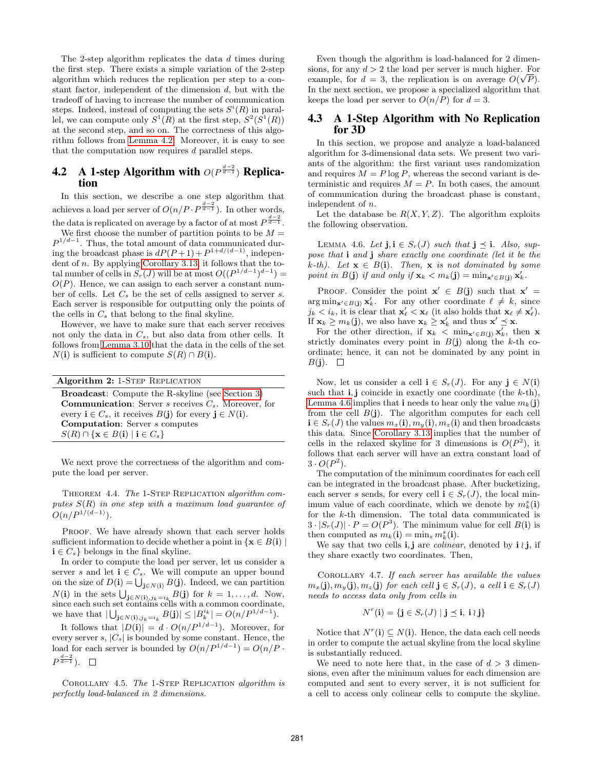The 2-step algorithm replicates the data $d$ times during the first step. There exists a simple variation of the 2-step algorithm which reduces the replication per step to a constant factor, independent of the dimension $d$, but with the tradeoff of having to increase the number of communication steps. Indeed, instead of computing the sets $S^i(R)$ in parallel, we can compute only $S^1(R)$ at the first step, $S^2(S^1(R))$ at the second step, and so on. The correctness of this algorithm follows from Lemma 4.2. Moreover, it is easy to see that the computation now requires $d$ parallel steps.

## 4.2 A 1-step Algorithm with $O(P^{\frac{d-2}{d-1}})$ Replication

In this section, we describe a one step algorithm that achieves a load per server of $O(n/P \cdot P^{\frac{d-2}{d-1}})$. In other words, the data is replicated on average by a factor of at most $P^{\frac{d-2}{d-1}}$.

We first choose the number of partition points to be $M = P^{1/d-1}$. Thus, the total amount of data communicated during the broadcast phase is $dP(P+1) + P^{1+d/(d-1)}$, independent of $n$. By applying Corollary 3.13, it follows that the total number of cells in $S_r(J)$ will be at most $O((P^{1/d-1})^{d-1}) = O(P)$. Hence, we can assign to each server a constant number of cells. Let $C_s$ be the set of cells assigned to server $s$. Each server is responsible for outputting only the points of the cells in $C_s$ that belong to the final skyline.

However, we have to make sure that each server receives not only the data in $C_s$, but also data from other cells. It follows from Lemma 3.10 that the data in the cells of the set $N(\mathbf{i})$ is sufficient to compute $S(R) \cap B(\mathbf{i})$.

| **Algorithm 2:** 1-Step Replication |
|---|
| **Broadcast**: Compute the R-skyline (see Section 3) <br> **Communication**: Server $s$ receives $C_s$. Moreover, for every $\mathbf{i} \in C_s$, it receives $B(\mathbf{j})$ for every $\mathbf{j} \in N(\mathbf{i})$. <br> **Computation**: Server $s$ computes <br> $S(R) \cap \{\mathbf{x} \in B(\mathbf{i}) \mid \mathbf{i} \in C_s\}$ |

We next prove the correctness of the algorithm and compute the load per server.

Theorem 4.4. *The* 1-Step Replication *algorithm computes $S(R)$ in one step with a maximum load guarantee of $O(n/P^{1/(d-1)})$.*

Proof. We have already shown that each server holds sufficient information to decide whether a point in $\{\mathbf{x} \in B(\mathbf{i}) \mid \mathbf{i} \in C_s\}$ belongs in the final skyline.

In order to compute the load per server, let us consider a server $s$ and let $\mathbf{i} \in C_s$. We will compute an upper bound on the size of $D(\mathbf{i}) = \bigcup_{\mathbf{j} \in N(\mathbf{i})} B(\mathbf{j})$. Indeed, we can partition $N(\mathbf{i})$ in the sets $\bigcup_{\mathbf{j} \in N(\mathbf{i}), j_k = i_k} B(\mathbf{j})$ for $k = 1, \ldots, d$. Now, since each such set contains cells with a common coordinate, we have that $|\bigcup_{\mathbf{j} \in N(\mathbf{i}), j_k = i_k} B(\mathbf{j})| \leq |B_k^{i_k}| = O(n/P^{1/d-1})$.

It follows that $|D(\mathbf{i})| = d \cdot O(n/P^{1/d-1})$. Moreover, for every server $s$, $|C_s|$ is bounded by some constant. Hence, the load for each server is bounded by $O(n/P^{1/d-1}) = O(n/P \cdot P^{\frac{d-2}{d-1}})$. $\square$

Corollary 4.5. *The* 1-Step Replication *algorithm is perfectly load-balanced in 2 dimensions.*

Even though the algorithm is load-balanced for 2 dimensions, for any $d > 2$ the load per server is much higher. For example, for $d = 3$, the replication is on average $O(\sqrt{P})$. In the next section, we propose a specialized algorithm that keeps the load per server to $O(n/P)$ for $d = 3$.

## 4.3 A 1-Step Algorithm with No Replication for 3D

In this section, we propose and analyze a load-balanced algorithm for 3-dimensional data sets. We present two variants of the algorithm: the first variant uses randomization and requires $M = P \log P$, whereas the second variant is deterministic and requires $M = P$. In both cases, the amount of communication during the broadcast phase is constant, independent of $n$.

Let the database be $R(X, Y, Z)$. The algorithm exploits the following observation.

Lemma 4.6. *Let $\mathbf{j}, \mathbf{i} \in S_r(J)$ such that $\mathbf{j} \preceq \mathbf{i}$. Also, suppose that $\mathbf{i}$ and $\mathbf{j}$ share exactly one coordinate (let it be the $k$-th). Let $\mathbf{x} \in B(\mathbf{i})$. Then, $\mathbf{x}$ is not dominated by some point in $B(\mathbf{j})$ if and only if $\mathbf{x}_k < m_k(\mathbf{j}) = \min_{\mathbf{x}' \in B(\mathbf{j})} \mathbf{x}'_k$.*

Proof. Consider the point $\mathbf{x}' \in B(\mathbf{j})$ such that $\mathbf{x}' = \arg\min_{\mathbf{x}' \in B(\mathbf{j})} \mathbf{x}'_k$. For any other coordinate $\ell \neq k$, since $j_k < i_k$, it is clear that $\mathbf{x}'_\ell < \mathbf{x}_\ell$ (it also holds that $\mathbf{x}_\ell \neq \mathbf{x}'_\ell$). If $\mathbf{x}_k \geq m_k(\mathbf{j})$, we also have $\mathbf{x}_k \geq \mathbf{x}'_k$ and thus $\mathbf{x}' \preceq \mathbf{x}$.

For the other direction, if $\mathbf{x}_k < \min_{\mathbf{x}' \in B(\mathbf{j})} \mathbf{x}'_k$, then $\mathbf{x}$ strictly dominates every point in $B(\mathbf{j})$ along the $k$-th coordinate; hence, it can not be dominated by any point in $B(\mathbf{j})$. $\square$

Now, let us consider a cell $\mathbf{i} \in S_r(J)$. For any $\mathbf{j} \in N(\mathbf{i})$ such that $\mathbf{i}, \mathbf{j}$ coincide in exactly one coordinate (the $k$-th), Lemma 4.6 implies that $\mathbf{i}$ needs to hear only the value $m_k(\mathbf{j})$ from the cell $B(\mathbf{j})$. The algorithm computes for each cell $\mathbf{i} \in S_r(J)$ the values $m_x(\mathbf{i}), m_y(\mathbf{i}), m_z(\mathbf{i})$ and then broadcasts this data. Since Corollary 3.13 implies that the number of cells in the relaxed skyline for 3 dimensions is $O(P^2)$, it follows that each server will have an extra constant load of $3 \cdot O(P^2)$.

The computation of the minimum coordinates for each cell can be integrated in the broadcast phase. After bucketizing, each server $s$ sends, for every cell $\mathbf{i} \in S_r(J)$, the local minimum value of each coordinate, which we denote by $m_k^s(\mathbf{i})$ for the $k$-th dimension. The total data communicated is $3 \cdot |S_r(J)| \cdot P = O(P^3)$. The minimum value for cell $B(\mathbf{i})$ is then computed as $m_k(\mathbf{i}) = \min_s m_k^s(\mathbf{i})$.

We say that two cells $\mathbf{i}, \mathbf{j}$ are *colinear*, denoted by $\mathbf{i} \wr \mathbf{j}$, if they share exactly two coordinates. Then,

Corollary 4.7. *If each server has available the values $m_x(\mathbf{j}), m_y(\mathbf{j}), m_z(\mathbf{j})$ for each cell $\mathbf{j} \in S_r(J)$, a cell $\mathbf{i} \in S_r(J)$ needs to access data only from cells in*

$$N^r(\mathbf{i}) = \{\mathbf{j} \in S_r(J) \mid \mathbf{j} \preceq \mathbf{i},\ \mathbf{i} \wr \mathbf{j}\}$$

Notice that $N^r(\mathbf{i}) \subseteq N(\mathbf{i})$. Hence, the data each cell needs in order to compute the actual skyline from the local skyline is substantially reduced.

We need to note here that, in the case of $d > 3$ dimensions, even after the minimum values for each dimension are computed and sent to every server, it is not sufficient for a cell to access only colinear cells to compute the skyline.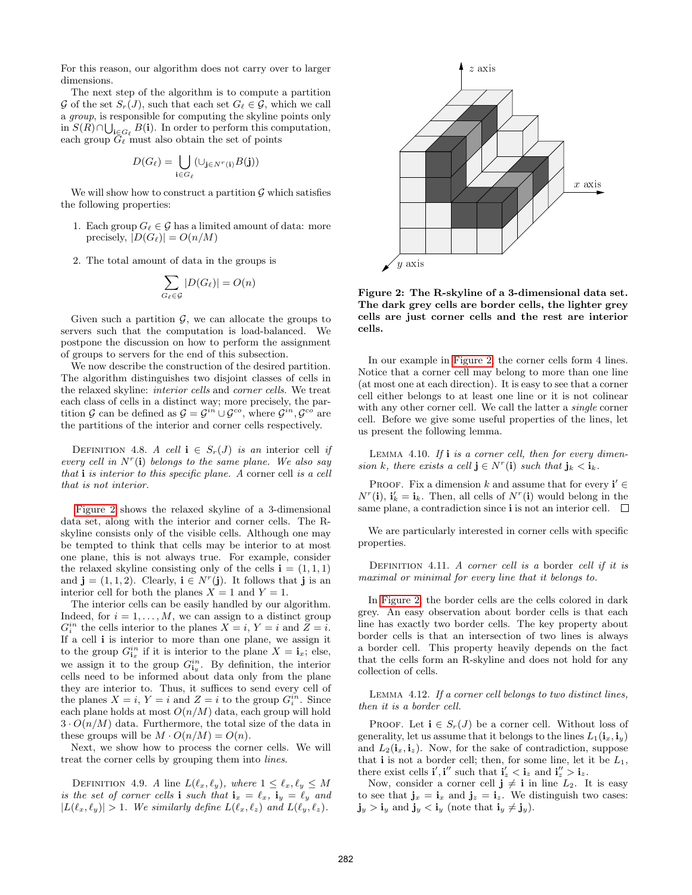For this reason, our algorithm does not carry over to larger dimensions.

The next step of the algorithm is to compute a partition $\mathcal{G}$ of the set $S_r(J)$, such that each set $G_\ell \in \mathcal{G}$, which we call a *group*, is responsible for computing the skyline points only in $S(R) \cap \bigcup_{\mathbf{i} \in G_\ell} B(\mathbf{i})$. In order to perform this computation, each group $G_\ell$ must also obtain the set of points

$$D(G_\ell) = \bigcup_{\mathbf{i} \in G_\ell} (\cup_{\mathbf{j} \in N^r(\mathbf{i})} B(\mathbf{j}))$$

We will show how to construct a partition $\mathcal{G}$ which satisfies the following properties:

1. Each group $G_\ell \in \mathcal{G}$ has a limited amount of data: more precisely, $|D(G_\ell)| = O(n/M)$
2. The total amount of data in the groups is

$$\sum_{G_\ell \in \mathcal{G}} |D(G_\ell)| = O(n)$$

Given such a partition $\mathcal{G}$, we can allocate the groups to servers such that the computation is load-balanced. We postpone the discussion on how to perform the assignment of groups to servers for the end of this subsection.

We now describe the construction of the desired partition. The algorithm distinguishes two disjoint classes of cells in the relaxed skyline: *interior cells* and *corner cells*. We treat each class of cells in a distinct way; more precisely, the partition $\mathcal{G}$ can be defined as $\mathcal{G} = \mathcal{G}^{in} \cup \mathcal{G}^{co}$, where $\mathcal{G}^{in}, \mathcal{G}^{co}$ are the partitions of the interior and corner cells respectively.

Definition 4.8. *A cell $\mathbf{i} \in S_r(J)$ is an* interior cell *if every cell in $N^r(\mathbf{i})$ belongs to the same plane. We also say that $\mathbf{i}$ is interior to this specific plane. A* corner cell *is a cell that is not interior.*

Figure 2 shows the relaxed skyline of a 3-dimensional data set, along with the interior and corner cells. The R-skyline consists only of the visible cells. Although one may be tempted to think that cells may be interior to at most one plane, this is not always true. For example, consider the relaxed skyline consisting only of the cells $\mathbf{i} = (1, 1, 1)$ and $\mathbf{j} = (1, 1, 2)$. Clearly, $\mathbf{i} \in N^r(\mathbf{j})$. It follows that $\mathbf{j}$ is an interior cell for both the planes $X = 1$ and $Y = 1$.

The interior cells can be easily handled by our algorithm. Indeed, for $i = 1, \ldots, M$, we can assign to a distinct group $G_i^{in}$ the cells interior to the planes $X = i$, $Y = i$ and $Z = i$. If a cell $\mathbf{i}$ is interior to more than one plane, we assign it to the group $G_{\mathbf{i}_x}^{in}$ if it is interior to the plane $X = \mathbf{i}_x$; else, we assign it to the group $G_{\mathbf{i}_y}^{in}$. By definition, the interior cells need to be informed about data only from the plane they are interior to. Thus, it suffices to send every cell of the planes $X = i$, $Y = i$ and $Z = i$ to the group $G_i^{in}$. Since each plane holds at most $O(n/M)$ data, each group will hold $3 \cdot O(n/M)$ data. Furthermore, the total size of the data in these groups will be $M \cdot O(n/M) = O(n)$.

Next, we show how to process the corner cells. We will treat the corner cells by grouping them into *lines*.

Definition 4.9. *A* line *$L(\ell_x, \ell_y)$, where $1 \leq \ell_x, \ell_y \leq M$ is the set of corner cells $\mathbf{i}$ such that $\mathbf{i}_x = \ell_x$, $\mathbf{i}_y = \ell_y$ and $|L(\ell_x, \ell_y)| > 1$. We similarly define $L(\ell_x, \ell_z)$ and $L(\ell_y, \ell_z)$.*

**Figure 2: The R-skyline of a 3-dimensional data set. The dark grey cells are border cells, the lighter grey cells are just corner cells and the rest are interior cells.**

In our example in Figure 2, the corner cells form 4 lines. Notice that a corner cell may belong to more than one line (at most one at each direction). It is easy to see that a corner cell either belongs to at least one line or it is not colinear with any other corner cell. We call the latter a *single* corner cell. Before we give some useful properties of the lines, let us present the following lemma.

Lemma 4.10. *If $\mathbf{i}$ is a corner cell, then for every dimension $k$, there exists a cell $\mathbf{j} \in N^r(\mathbf{i})$ such that $\mathbf{j}_k < \mathbf{i}_k$.*

Proof. Fix a dimension $k$ and assume that for every $\mathbf{i}' \in N^r(\mathbf{i})$, $\mathbf{i}'_k = \mathbf{i}_k$. Then, all cells of $N^r(\mathbf{i})$ would belong in the same plane, a contradiction since $\mathbf{i}$ is not an interior cell. □

We are particularly interested in corner cells with specific properties.

Definition 4.11. *A corner cell is a* border *cell if it is maximal or minimal for every line that it belongs to.*

In Figure 2, the border cells are the cells colored in dark grey. An easy observation about border cells is that each line has exactly two border cells. The key property about border cells is that an intersection of two lines is always a border cell. This property heavily depends on the fact that the cells form an R-skyline and does not hold for any collection of cells.

Lemma 4.12. *If a corner cell belongs to two distinct lines, then it is a border cell.*

Proof. Let $\mathbf{i} \in S_r(J)$ be a corner cell. Without loss of generality, let us assume that it belongs to the lines $L_1(\mathbf{i}_x, \mathbf{i}_y)$ and $L_2(\mathbf{i}_x, \mathbf{i}_z)$. Now, for the sake of contradiction, suppose that $\mathbf{i}$ is not a border cell; then, for some line, let it be $L_1$, there exist cells $\mathbf{i}', \mathbf{i}''$ such that $\mathbf{i}'_z < \mathbf{i}_z$ and $\mathbf{i}''_z > \mathbf{i}_z$.

Now, consider a corner cell $\mathbf{j} \neq \mathbf{i}$ in line $L_2$. It is easy to see that $\mathbf{j}_x = \mathbf{i}_x$ and $\mathbf{j}_z = \mathbf{i}_z$. We distinguish two cases: $\mathbf{j}_y > \mathbf{i}_y$ and $\mathbf{j}_y < \mathbf{i}_y$ (note that $\mathbf{i}_y \neq \mathbf{j}_y$).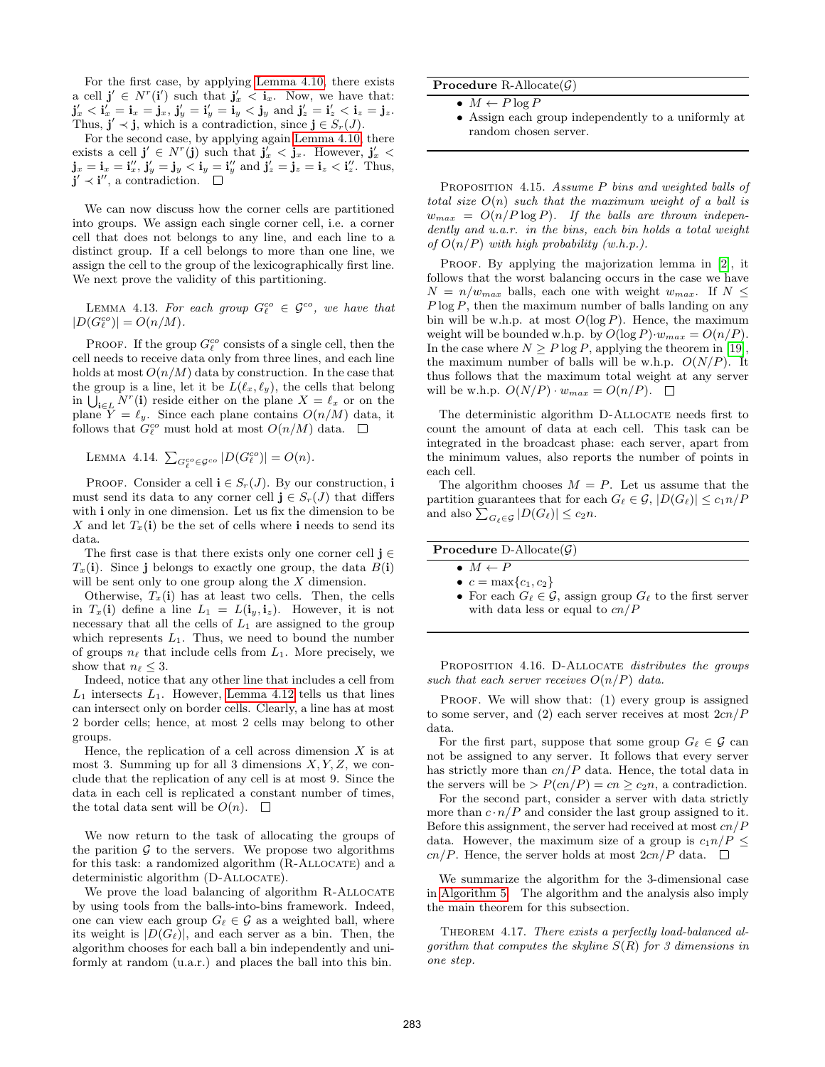For the first case, by applying Lemma 4.10, there exists a cell $\mathbf{j}' \in N^r(\mathbf{i}')$ such that $\mathbf{j}'_x < \mathbf{i}_x$. Now, we have that: $\mathbf{j}'_x < \mathbf{i}'_x = \mathbf{i}_x = \mathbf{j}_x$, $\mathbf{j}'_y = \mathbf{i}'_y = \mathbf{i}_y < \mathbf{j}_y$ and $\mathbf{j}'_z = \mathbf{i}'_z < \mathbf{i}_z = \mathbf{j}_z$. Thus, $\mathbf{j}' \prec \mathbf{j}$, which is a contradiction, since $\mathbf{j} \in S_r(J)$.

For the second case, by applying again Lemma 4.10, there exists a cell $\mathbf{j}' \in N^r(\mathbf{j})$ such that $\mathbf{j}'_x < \mathbf{j}_x$. However, $\mathbf{j}'_x < \mathbf{j}_x = \mathbf{i}_x = \mathbf{i}''_x$, $\mathbf{j}'_y = \mathbf{j}_y < \mathbf{i}_y = \mathbf{i}''_y$ and $\mathbf{j}'_z = \mathbf{j}_z = \mathbf{i}_z < \mathbf{i}''_z$. Thus, $\mathbf{j}' \prec \mathbf{i}''$, a contradiction. □

We can now discuss how the corner cells are partitioned into groups. We assign each single corner cell, i.e. a corner cell that does not belongs to any line, and each line to a distinct group. If a cell belongs to more than one line, we assign the cell to the group of the lexicographically first line. We next prove the validity of this partitioning.

Lemma 4.13. *For each group $G^{co}_\ell \in \mathcal{G}^{co}$, we have that $|D(G^{co}_\ell)| = O(n/M)$.*

Proof. If the group $G^{co}_\ell$ consists of a single cell, then the cell needs to receive data only from three lines, and each line holds at most $O(n/M)$ data by construction. In the case that the group is a line, let it be $L(\ell_x, \ell_y)$, the cells that belong in $\bigcup_{\mathbf{i} \in L} N^r(\mathbf{i})$ reside either on the plane $X = \ell_x$ or on the plane $Y = \ell_y$. Since each plane contains $O(n/M)$ data, it follows that $G^{co}_\ell$ must hold at most $O(n/M)$ data. □

Lemma 4.14. $\sum_{G^{co}_\ell \in \mathcal{G}^{co}} |D(G^{co}_\ell)| = O(n)$.

Proof. Consider a cell $\mathbf{i} \in S_r(J)$. By our construction, $\mathbf{i}$ must send its data to any corner cell $\mathbf{j} \in S_r(J)$ that differs with $\mathbf{i}$ only in one dimension. Let us fix the dimension to be $X$ and let $T_x(\mathbf{i})$ be the set of cells where $\mathbf{i}$ needs to send its data.

The first case is that there exists only one corner cell $\mathbf{j} \in T_x(\mathbf{i})$. Since $\mathbf{j}$ belongs to exactly one group, the data $B(\mathbf{i})$ will be sent only to one group along the $X$ dimension.

Otherwise, $T_x(\mathbf{i})$ has at least two cells. Then, the cells in $T_x(\mathbf{i})$ define a line $L_1 = L(\mathbf{i}_y, \mathbf{i}_z)$. However, it is not necessary that all the cells of $L_1$ are assigned to the group which represents $L_1$. Thus, we need to bound the number of groups $n_\ell$ that include cells from $L_1$. More precisely, we show that $n_\ell \le 3$.

Indeed, notice that any other line that includes a cell from $L_1$ intersects $L_1$. However, Lemma 4.12 tells us that lines can intersect only on border cells. Clearly, a line has at most 2 border cells; hence, at most 2 cells may belong to other groups.

Hence, the replication of a cell across dimension $X$ is at most 3. Summing up for all 3 dimensions $X, Y, Z$, we conclude that the replication of any cell is at most 9. Since the data in each cell is replicated a constant number of times, the total data sent will be $O(n)$. □

We now return to the task of allocating the groups of the parition $\mathcal{G}$ to the servers. We propose two algorithms for this task: a randomized algorithm (R-Allocate) and a deterministic algorithm (D-Allocate).

We prove the load balancing of algorithm R-Allocate by using tools from the balls-into-bins framework. Indeed, one can view each group $G_\ell \in \mathcal{G}$ as a weighted ball, where its weight is $|D(G_\ell)|$, and each server as a bin. Then, the algorithm chooses for each ball a bin independently and uniformly at random (u.a.r.) and places the ball into this bin.

**Procedure** R-Allocate($\mathcal{G}$)

- $M \leftarrow P \log P$
- Assign each group independently to a uniformly at random chosen server.

Proposition 4.15. *Assume $P$ bins and weighted balls of total size $O(n)$ such that the maximum weight of a ball is $w_{max} = O(n/P \log P)$. If the balls are thrown independently and u.a.r. in the bins, each bin holds a total weight of $O(n/P)$ with high probability (w.h.p.).*

Proof. By applying the majorization lemma in [2], it follows that the worst balancing occurs in the case we have $N = n/w_{max}$ balls, each one with weight $w_{max}$. If $N \le P \log P$, then the maximum number of balls landing on any bin will be w.h.p. at most $O(\log P)$. Hence, the maximum weight will be bounded w.h.p. by $O(\log P) \cdot w_{max} = O(n/P)$. In the case where $N \ge P \log P$, applying the theorem in [19], the maximum number of balls will be w.h.p. $O(N/P)$. It thus follows that the maximum total weight at any server will be w.h.p. $O(N/P) \cdot w_{max} = O(n/P)$. □

The deterministic algorithm D-Allocate needs first to count the amount of data at each cell. This task can be integrated in the broadcast phase: each server, apart from the minimum values, also reports the number of points in each cell.

The algorithm chooses $M = P$. Let us assume that the partition guarantees that for each $G_\ell \in \mathcal{G}$, $|D(G_\ell)| \le c_1 n/P$ and also $\sum_{G_\ell \in \mathcal{G}} |D(G_\ell)| \le c_2 n$.

**Procedure** D-Allocate($\mathcal{G}$)

- $M \leftarrow P$
- $c = \max\{c_1, c_2\}$
- For each $G_\ell \in \mathcal{G}$, assign group $G_\ell$ to the first server with data less or equal to $cn/P$

Proposition 4.16. D-Allocate *distributes the groups such that each server receives $O(n/P)$ data.*

Proof. We will show that: (1) every group is assigned to some server, and (2) each server receives at most $2cn/P$ data.

For the first part, suppose that some group $G_\ell \in \mathcal{G}$ can not be assigned to any server. It follows that every server has strictly more than $cn/P$ data. Hence, the total data in the servers will be $> P(cn/P) = cn \ge c_2 n$, a contradiction.

For the second part, consider a server with data strictly more than $c \cdot n/P$ and consider the last group assigned to it. Before this assignment, the server had received at most $cn/P$ data. However, the maximum size of a group is $c_1 n/P \le cn/P$. Hence, the server holds at most $2cn/P$ data. □

We summarize the algorithm for the 3-dimensional case in Algorithm 5. The algorithm and the analysis also imply the main theorem for this subsection.

Theorem 4.17. *There exists a perfectly load-balanced algorithm that computes the skyline $S(R)$ for 3 dimensions in one step.*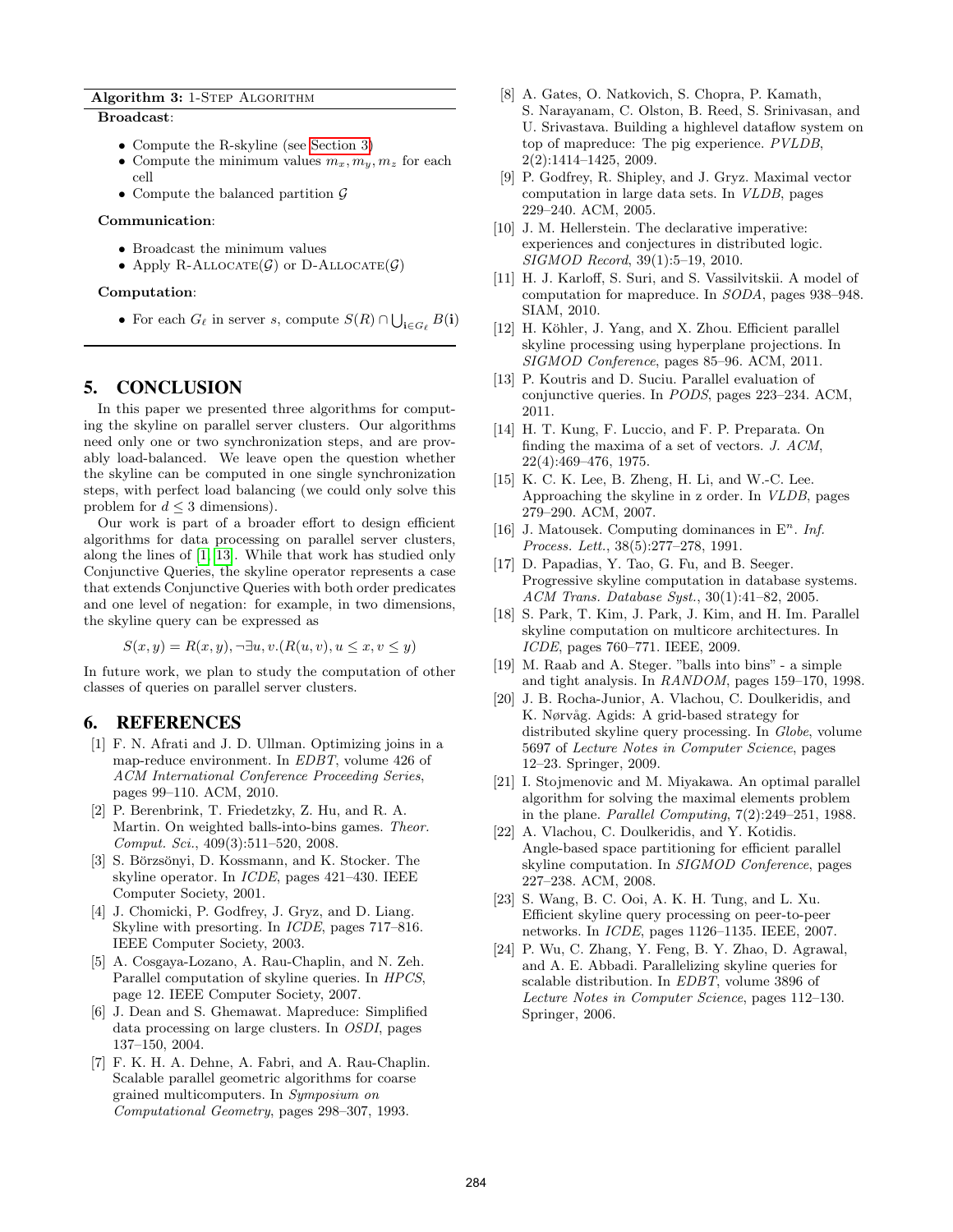**Algorithm 3:** 1-Step Algorithm

**Broadcast**:

- Compute the R-skyline (see Section 3)
- Compute the minimum values $m_x, m_y, m_z$ for each cell
- Compute the balanced partition $\mathcal{G}$

**Communication**:

- Broadcast the minimum values
- Apply R-Allocate($\mathcal{G}$) or D-Allocate($\mathcal{G}$)

**Computation**:

- For each $G_\ell$ in server $s$, compute $S(R) \cap \bigcup_{\mathbf{i} \in G_\ell} B(\mathbf{i})$

## 5. CONCLUSION

In this paper we presented three algorithms for computing the skyline on parallel server clusters. Our algorithms need only one or two synchronization steps, and are provably load-balanced. We leave open the question whether the skyline can be computed in one single synchronization steps, with perfect load balancing (we could only solve this problem for $d \leq 3$ dimensions).

Our work is part of a broader effort to design efficient algorithms for data processing on parallel server clusters, along the lines of [1, 13]. While that work has studied only Conjunctive Queries, the skyline operator represents a case that extends Conjunctive Queries with both order predicates and one level of negation: for example, in two dimensions, the skyline query can be expressed as

$$S(x, y) = R(x, y), \neg\exists u, v.(R(u, v), u \leq x, v \leq y)$$

In future work, we plan to study the computation of other classes of queries on parallel server clusters.

## 6. REFERENCES

[1] F. N. Afrati and J. D. Ullman. Optimizing joins in a map-reduce environment. In *EDBT*, volume 426 of *ACM International Conference Proceeding Series*, pages 99–110. ACM, 2010.

[2] P. Berenbrink, T. Friedetzky, Z. Hu, and R. A. Martin. On weighted balls-into-bins games. *Theor. Comput. Sci.*, 409(3):511–520, 2008.

[3] S. Börzsönyi, D. Kossmann, and K. Stocker. The skyline operator. In *ICDE*, pages 421–430. IEEE Computer Society, 2001.

[4] J. Chomicki, P. Godfrey, J. Gryz, and D. Liang. Skyline with presorting. In *ICDE*, pages 717–816. IEEE Computer Society, 2003.

[5] A. Cosgaya-Lozano, A. Rau-Chaplin, and N. Zeh. Parallel computation of skyline queries. In *HPCS*, page 12. IEEE Computer Society, 2007.

[6] J. Dean and S. Ghemawat. Mapreduce: Simplified data processing on large clusters. In *OSDI*, pages 137–150, 2004.

[7] F. K. H. A. Dehne, A. Fabri, and A. Rau-Chaplin. Scalable parallel geometric algorithms for coarse grained multicomputers. In *Symposium on Computational Geometry*, pages 298–307, 1993.

[8] A. Gates, O. Natkovich, S. Chopra, P. Kamath, S. Narayanam, C. Olston, B. Reed, S. Srinivasan, and U. Srivastava. Building a highlevel dataflow system on top of mapreduce: The pig experience. *PVLDB*, 2(2):1414–1425, 2009.

[9] P. Godfrey, R. Shipley, and J. Gryz. Maximal vector computation in large data sets. In *VLDB*, pages 229–240. ACM, 2005.

[10] J. M. Hellerstein. The declarative imperative: experiences and conjectures in distributed logic. *SIGMOD Record*, 39(1):5–19, 2010.

[11] H. J. Karloff, S. Suri, and S. Vassilvitskii. A model of computation for mapreduce. In *SODA*, pages 938–948. SIAM, 2010.

[12] H. Köhler, J. Yang, and X. Zhou. Efficient parallel skyline processing using hyperplane projections. In *SIGMOD Conference*, pages 85–96. ACM, 2011.

[13] P. Koutris and D. Suciu. Parallel evaluation of conjunctive queries. In *PODS*, pages 223–234. ACM, 2011.

[14] H. T. Kung, F. Luccio, and F. P. Preparata. On finding the maxima of a set of vectors. *J. ACM*, 22(4):469–476, 1975.

[15] K. C. K. Lee, B. Zheng, H. Li, and W.-C. Lee. Approaching the skyline in z order. In *VLDB*, pages 279–290. ACM, 2007.

[16] J. Matousek. Computing dominances in $E^n$. *Inf. Process. Lett.*, 38(5):277–278, 1991.

[17] D. Papadias, Y. Tao, G. Fu, and B. Seeger. Progressive skyline computation in database systems. *ACM Trans. Database Syst.*, 30(1):41–82, 2005.

[18] S. Park, T. Kim, J. Park, J. Kim, and H. Im. Parallel skyline computation on multicore architectures. In *ICDE*, pages 760–771. IEEE, 2009.

[19] M. Raab and A. Steger. "balls into bins" - a simple and tight analysis. In *RANDOM*, pages 159–170, 1998.

[20] J. B. Rocha-Junior, A. Vlachou, C. Doulkeridis, and K. Nørvåg. Agids: A grid-based strategy for distributed skyline query processing. In *Globe*, volume 5697 of *Lecture Notes in Computer Science*, pages 12–23. Springer, 2009.

[21] I. Stojmenovic and M. Miyakawa. An optimal parallel algorithm for solving the maximal elements problem in the plane. *Parallel Computing*, 7(2):249–251, 1988.

[22] A. Vlachou, C. Doulkeridis, and Y. Kotidis. Angle-based space partitioning for efficient parallel skyline computation. In *SIGMOD Conference*, pages 227–238. ACM, 2008.

[23] S. Wang, B. C. Ooi, A. K. H. Tung, and L. Xu. Efficient skyline query processing on peer-to-peer networks. In *ICDE*, pages 1126–1135. IEEE, 2007.

[24] P. Wu, C. Zhang, Y. Feng, B. Y. Zhao, D. Agrawal, and A. E. Abbadi. Parallelizing skyline queries for scalable distribution. In *EDBT*, volume 3896 of *Lecture Notes in Computer Science*, pages 112–130. Springer, 2006.